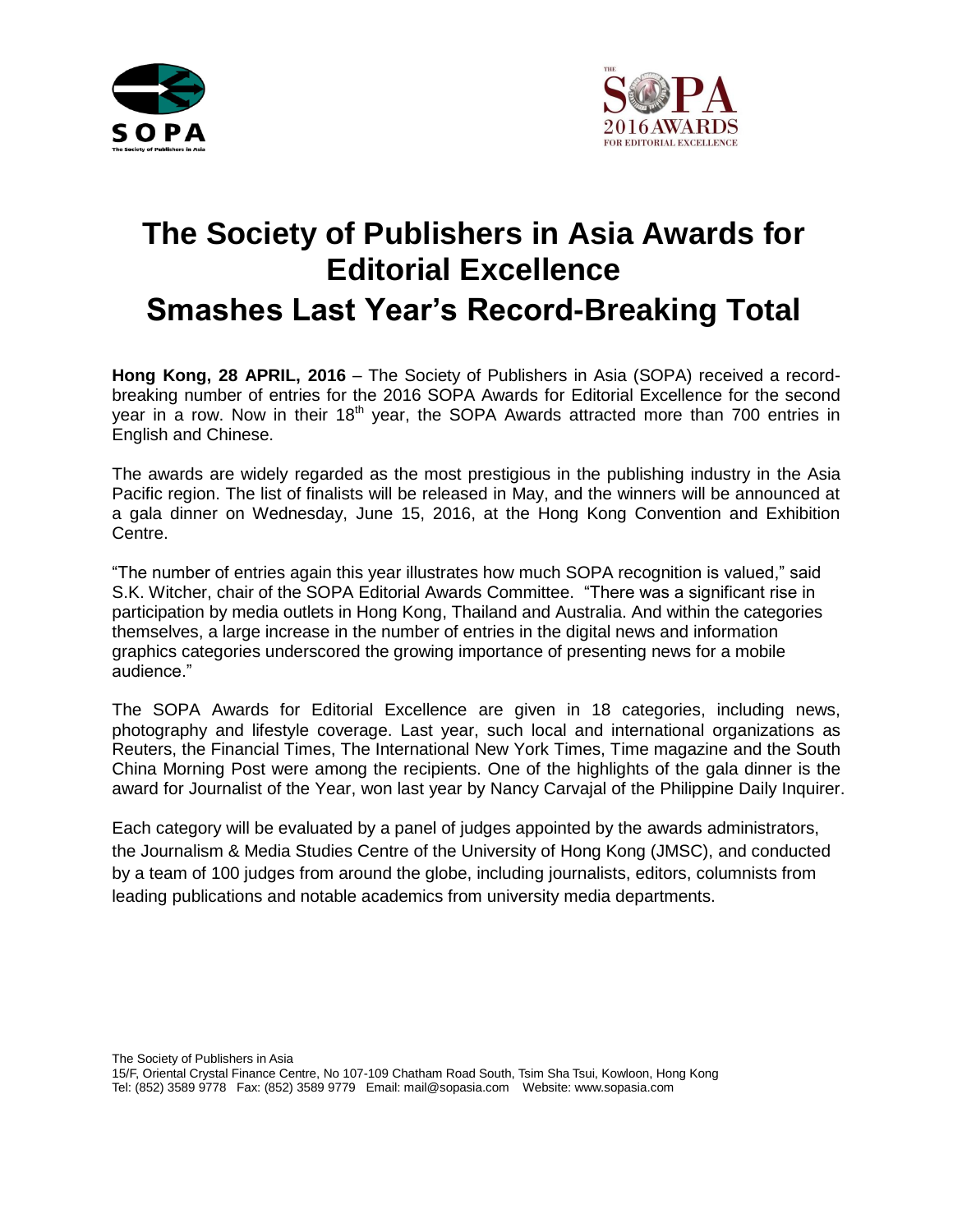# The Society of Publishers in Asia Awards for Editorial Excellence

# Smashes Last Year's Record-Breaking Total

**Hong Kong, 28 APRIL, 2016** – The Society of Publishers in Asia (SOPA) received a record-breaking number of entries for the 2016 SOPA Awards for Editorial Excellence for the second year in a row. Now in their 18th year, the SOPA Awards attracted more than 700 entries in English and Chinese.

The awards are widely regarded as the most prestigious in the publishing industry in the Asia Pacific region. The list of finalists will be released in May, and the winners will be announced at a gala dinner on Wednesday, June 15, 2016, at the Hong Kong Convention and Exhibition Centre.

"The number of entries again this year illustrates how much SOPA recognition is valued," said S.K. Witcher, chair of the SOPA Editorial Awards Committee. "There was a significant rise in participation by media outlets in Hong Kong, Thailand and Australia. And within the categories themselves, a large increase in the number of entries in the digital news and information graphics categories underscored the growing importance of presenting news for a mobile audience."

The SOPA Awards for Editorial Excellence are given in 18 categories, including news, photography and lifestyle coverage. Last year, such local and international organizations as Reuters, the Financial Times, The International New York Times, Time magazine and the South China Morning Post were among the recipients. One of the highlights of the gala dinner is the award for Journalist of the Year, won last year by Nancy Carvajal of the Philippine Daily Inquirer.

Each category will be evaluated by a panel of judges appointed by the awards administrators, the Journalism & Media Studies Centre of the University of Hong Kong (JMSC), and conducted by a team of 100 judges from around the globe, including journalists, editors, columnists from leading publications and notable academics from university media departments.

The Society of Publishers in Asia
15/F, Oriental Crystal Finance Centre, No 107-109 Chatham Road South, Tsim Sha Tsui, Kowloon, Hong Kong
Tel: (852) 3589 9778 Fax: (852) 3589 9779 Email: mail@sopasia.com Website: www.sopasia.com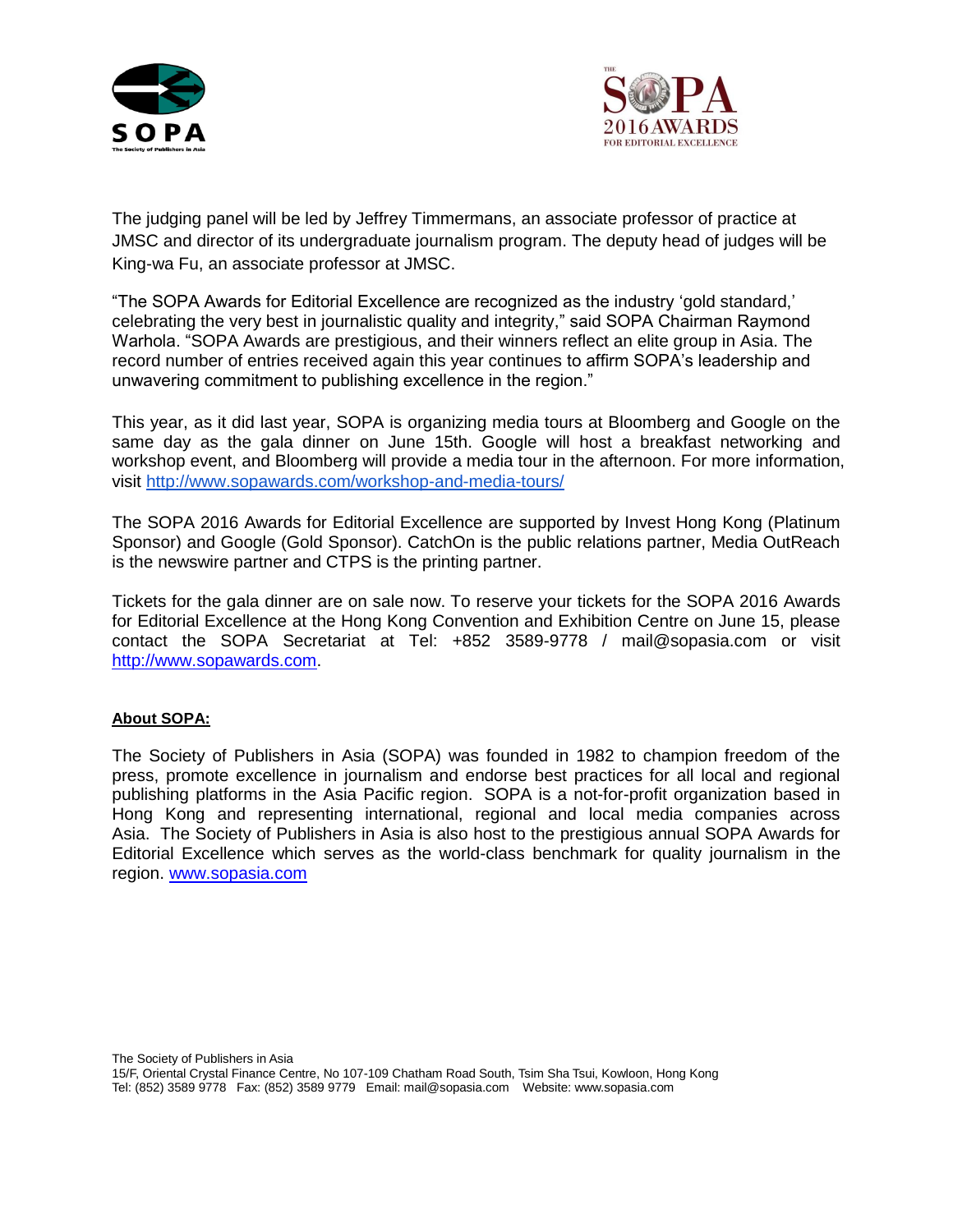The judging panel will be led by Jeffrey Timmermans, an associate professor of practice at JMSC and director of its undergraduate journalism program. The deputy head of judges will be King-wa Fu, an associate professor at JMSC.

"The SOPA Awards for Editorial Excellence are recognized as the industry 'gold standard,' celebrating the very best in journalistic quality and integrity," said SOPA Chairman Raymond Warhola. "SOPA Awards are prestigious, and their winners reflect an elite group in Asia. The record number of entries received again this year continues to affirm SOPA's leadership and unwavering commitment to publishing excellence in the region."

This year, as it did last year, SOPA is organizing media tours at Bloomberg and Google on the same day as the gala dinner on June 15th. Google will host a breakfast networking and workshop event, and Bloomberg will provide a media tour in the afternoon. For more information, visit http://www.sopawards.com/workshop-and-media-tours/

The SOPA 2016 Awards for Editorial Excellence are supported by Invest Hong Kong (Platinum Sponsor) and Google (Gold Sponsor). CatchOn is the public relations partner, Media OutReach is the newswire partner and CTPS is the printing partner.

Tickets for the gala dinner are on sale now. To reserve your tickets for the SOPA 2016 Awards for Editorial Excellence at the Hong Kong Convention and Exhibition Centre on June 15, please contact the SOPA Secretariat at Tel: +852 3589-9778 / mail@sopasia.com or visit http://www.sopawards.com.

**About SOPA:**

The Society of Publishers in Asia (SOPA) was founded in 1982 to champion freedom of the press, promote excellence in journalism and endorse best practices for all local and regional publishing platforms in the Asia Pacific region. SOPA is a not-for-profit organization based in Hong Kong and representing international, regional and local media companies across Asia. The Society of Publishers in Asia is also host to the prestigious annual SOPA Awards for Editorial Excellence which serves as the world-class benchmark for quality journalism in the region. www.sopasia.com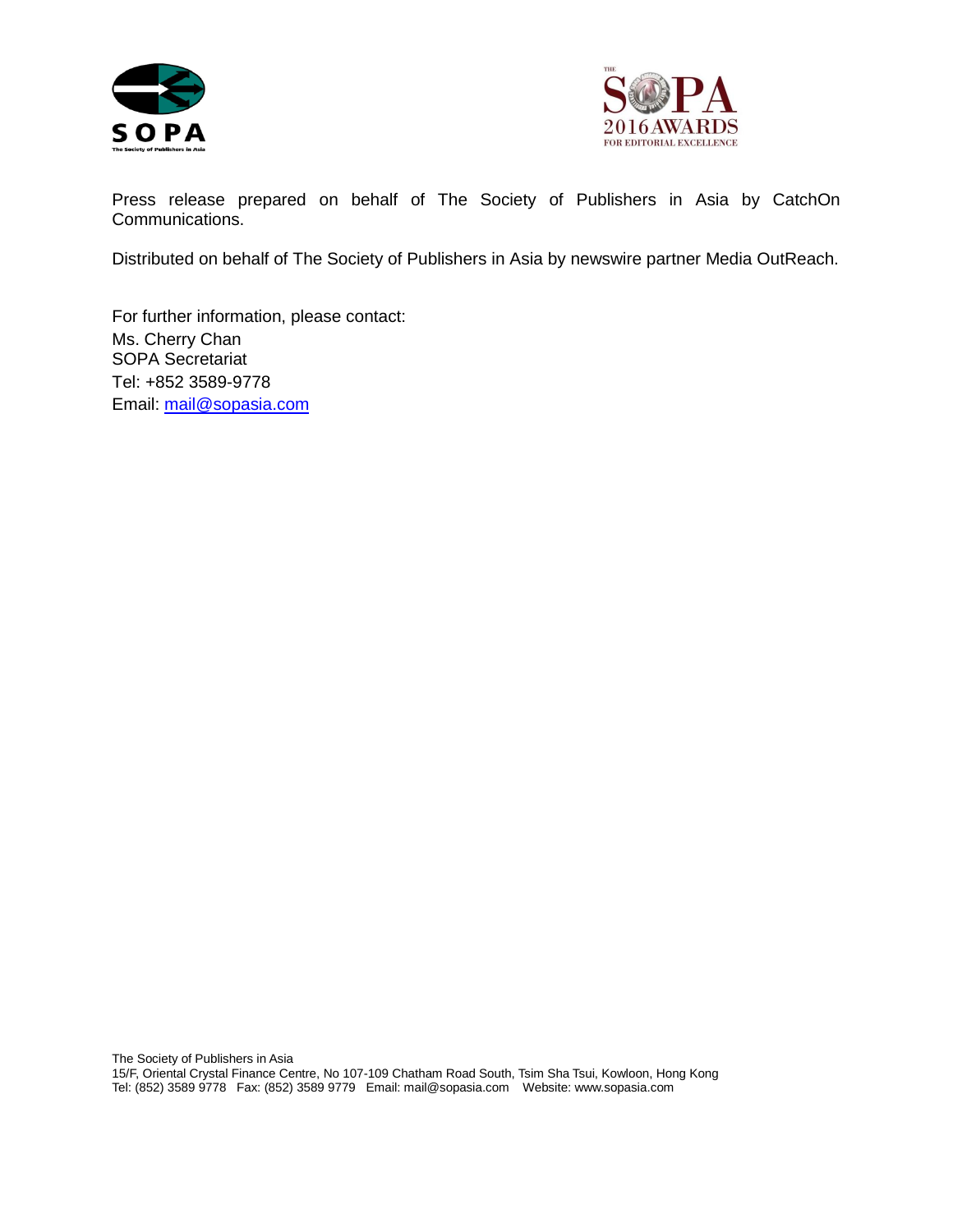Press release prepared on behalf of The Society of Publishers in Asia by CatchOn Communications.

Distributed on behalf of The Society of Publishers in Asia by newswire partner Media OutReach.

For further information, please contact:
Ms. Cherry Chan
SOPA Secretariat
Tel: +852 3589-9778
Email: mail@sopasia.com

The Society of Publishers in Asia
15/F, Oriental Crystal Finance Centre, No 107-109 Chatham Road South, Tsim Sha Tsui, Kowloon, Hong Kong
Tel: (852) 3589 9778 Fax: (852) 3589 9779 Email: mail@sopasia.com Website: www.sopasia.com